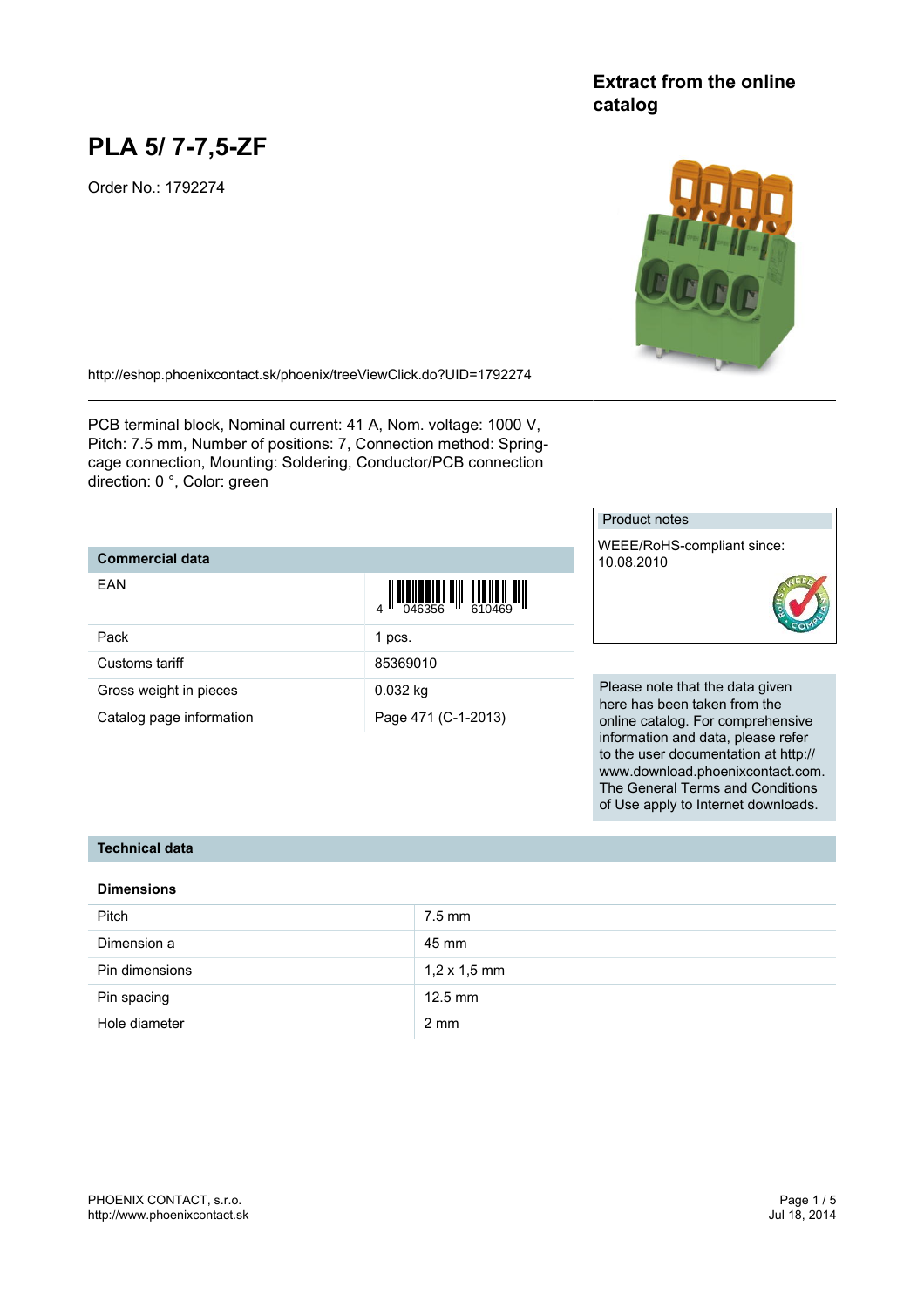## Extract from the online catalog

# PLA 5/ 7-7,5-ZF

Order No.: 1792274

http://eshop.phoenixcontact.sk/phoenix/treeViewClick.do?UID=1792274

PCB terminal block, Nominal current: 41 A, Nom. voltage: 1000 V, Pitch: 7.5 mm, Number of positions: 7, Connection method: Spring-cage connection, Mounting: Soldering, Conductor/PCB connection direction: 0 °, Color: green

### Product notes

WEEE/RoHS-compliant since: 10.08.2010

### Commercial data

| | |
|---|---|
| EAN | 4 046356 610469 |
| Pack | 1 pcs. |
| Customs tariff | 85369010 |
| Gross weight in pieces | 0.032 kg |
| Catalog page information | Page 471 (C-1-2013) |

Please note that the data given here has been taken from the online catalog. For comprehensive information and data, please refer to the user documentation at http://www.download.phoenixcontact.com. The General Terms and Conditions of Use apply to Internet downloads.

## Technical data

### Dimensions

| | |
|---|---|
| Pitch | 7.5 mm |
| Dimension a | 45 mm |
| Pin dimensions | 1,2 x 1,5 mm |
| Pin spacing | 12.5 mm |
| Hole diameter | 2 mm |

PHOENIX CONTACT, s.r.o.
http://www.phoenixcontact.sk

Jul 18, 2014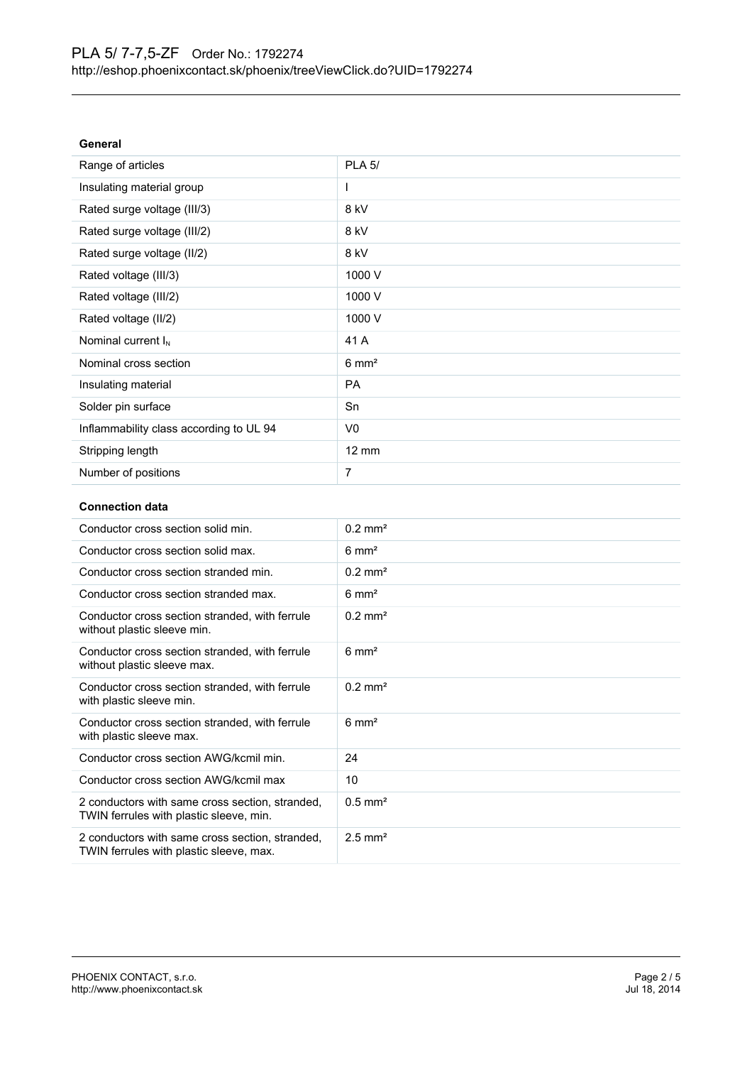### General

| | |
|---|---|
| Range of articles | PLA 5/ |
| Insulating material group | I |
| Rated surge voltage (III/3) | 8 kV |
| Rated surge voltage (III/2) | 8 kV |
| Rated surge voltage (II/2) | 8 kV |
| Rated voltage (III/3) | 1000 V |
| Rated voltage (III/2) | 1000 V |
| Rated voltage (II/2) | 1000 V |
| Nominal current $I_N$ | 41 A |
| Nominal cross section | 6 mm² |
| Insulating material | PA |
| Solder pin surface | Sn |
| Inflammability class according to UL 94 | V0 |
| Stripping length | 12 mm |
| Number of positions | 7 |

### Connection data

| | |
|---|---|
| Conductor cross section solid min. | 0.2 mm² |
| Conductor cross section solid max. | 6 mm² |
| Conductor cross section stranded min. | 0.2 mm² |
| Conductor cross section stranded max. | 6 mm² |
| Conductor cross section stranded, with ferrule without plastic sleeve min. | 0.2 mm² |
| Conductor cross section stranded, with ferrule without plastic sleeve max. | 6 mm² |
| Conductor cross section stranded, with ferrule with plastic sleeve min. | 0.2 mm² |
| Conductor cross section stranded, with ferrule with plastic sleeve max. | 6 mm² |
| Conductor cross section AWG/kcmil min. | 24 |
| Conductor cross section AWG/kcmil max | 10 |
| 2 conductors with same cross section, stranded, TWIN ferrules with plastic sleeve, min. | 0.5 mm² |
| 2 conductors with same cross section, stranded, TWIN ferrules with plastic sleeve, max. | 2.5 mm² |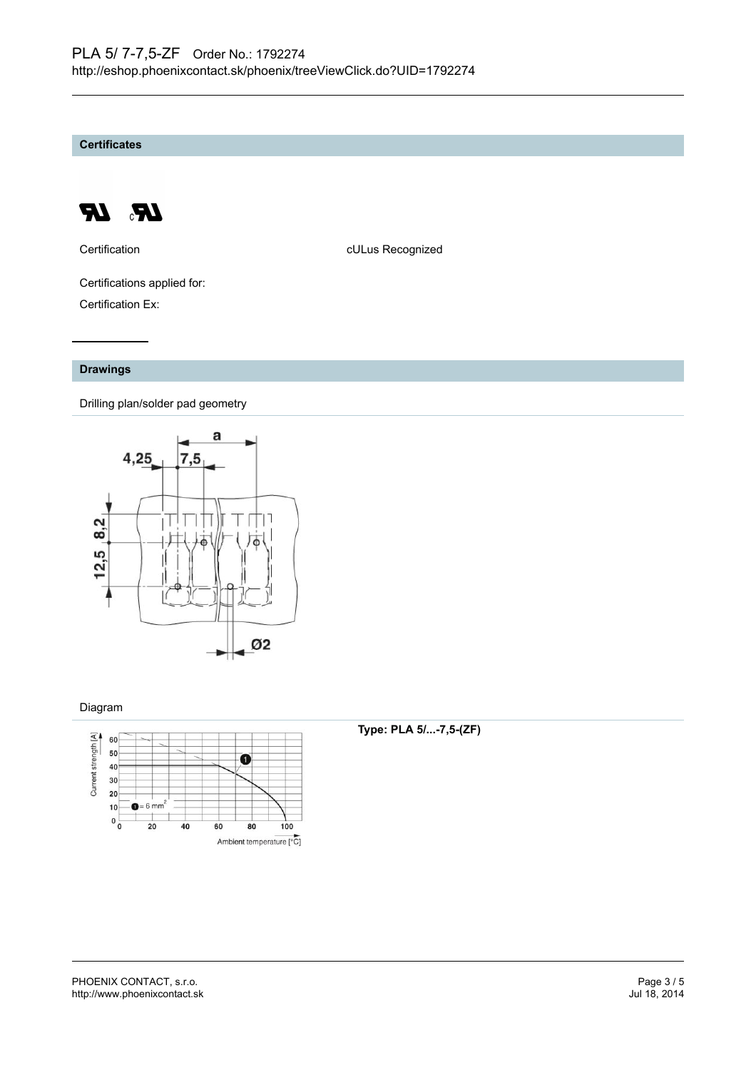## Certificates

| Certification | cULus Recognized |
|---|---|

Certifications applied for:

Certification Ex:

## Drawings

Drilling plan/solder pad geometry

Diagram

**Type: PLA 5/...-7,5-(ZF)**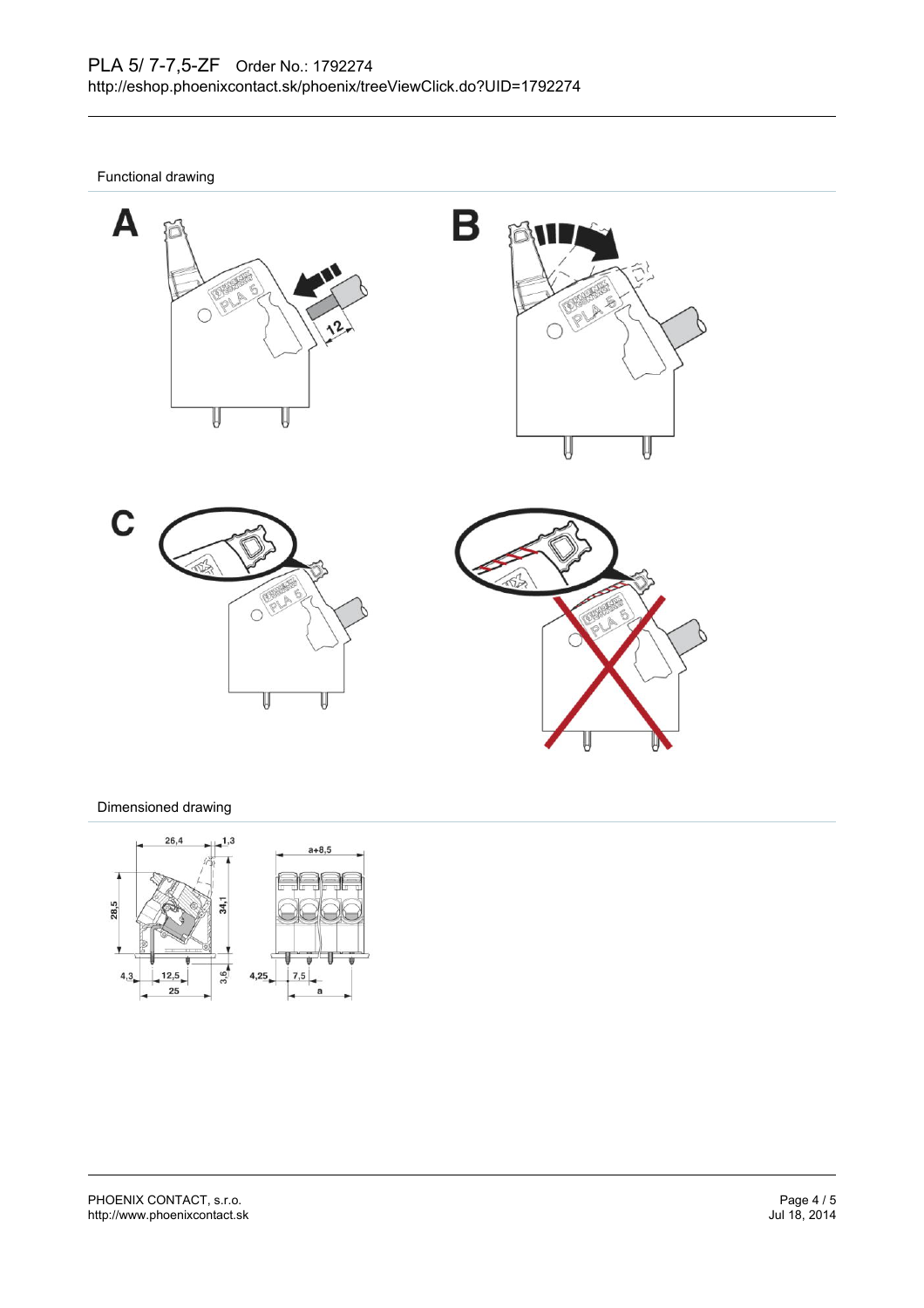## Functional drawing

## Dimensioned drawing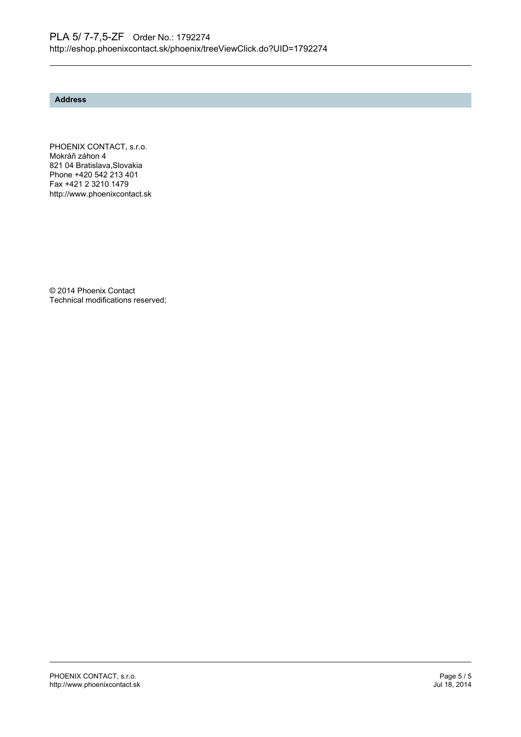## Address

PHOENIX CONTACT, s.r.o.
Mokráň záhon 4
821 04 Bratislava,Slovakia
Phone +420 542 213 401
Fax +421 2 3210 1479
http://www.phoenixcontact.sk

© 2014 Phoenix Contact
Technical modifications reserved;